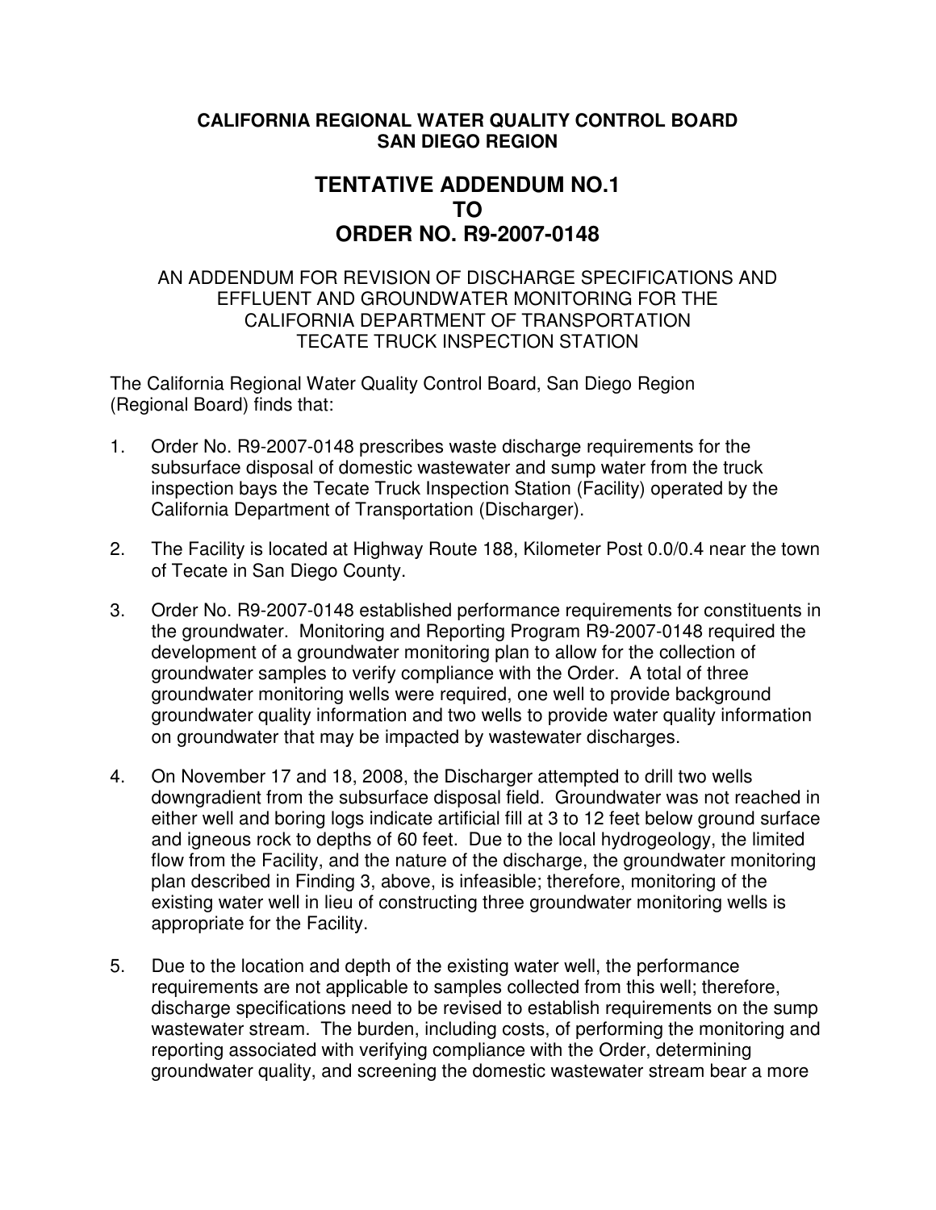**CALIFORNIA REGIONAL WATER QUALITY CONTROL BOARD**
**SAN DIEGO REGION**

# TENTATIVE ADDENDUM NO.1 TO ORDER NO. R9-2007-0148

AN ADDENDUM FOR REVISION OF DISCHARGE SPECIFICATIONS AND EFFLUENT AND GROUNDWATER MONITORING FOR THE CALIFORNIA DEPARTMENT OF TRANSPORTATION TECATE TRUCK INSPECTION STATION

The California Regional Water Quality Control Board, San Diego Region (Regional Board) finds that:

1. Order No. R9-2007-0148 prescribes waste discharge requirements for the subsurface disposal of domestic wastewater and sump water from the truck inspection bays the Tecate Truck Inspection Station (Facility) operated by the California Department of Transportation (Discharger).

2. The Facility is located at Highway Route 188, Kilometer Post 0.0/0.4 near the town of Tecate in San Diego County.

3. Order No. R9-2007-0148 established performance requirements for constituents in the groundwater. Monitoring and Reporting Program R9-2007-0148 required the development of a groundwater monitoring plan to allow for the collection of groundwater samples to verify compliance with the Order. A total of three groundwater monitoring wells were required, one well to provide background groundwater quality information and two wells to provide water quality information on groundwater that may be impacted by wastewater discharges.

4. On November 17 and 18, 2008, the Discharger attempted to drill two wells downgradient from the subsurface disposal field. Groundwater was not reached in either well and boring logs indicate artificial fill at 3 to 12 feet below ground surface and igneous rock to depths of 60 feet. Due to the local hydrogeology, the limited flow from the Facility, and the nature of the discharge, the groundwater monitoring plan described in Finding 3, above, is infeasible; therefore, monitoring of the existing water well in lieu of constructing three groundwater monitoring wells is appropriate for the Facility.

5. Due to the location and depth of the existing water well, the performance requirements are not applicable to samples collected from this well; therefore, discharge specifications need to be revised to establish requirements on the sump wastewater stream. The burden, including costs, of performing the monitoring and reporting associated with verifying compliance with the Order, determining groundwater quality, and screening the domestic wastewater stream bear a more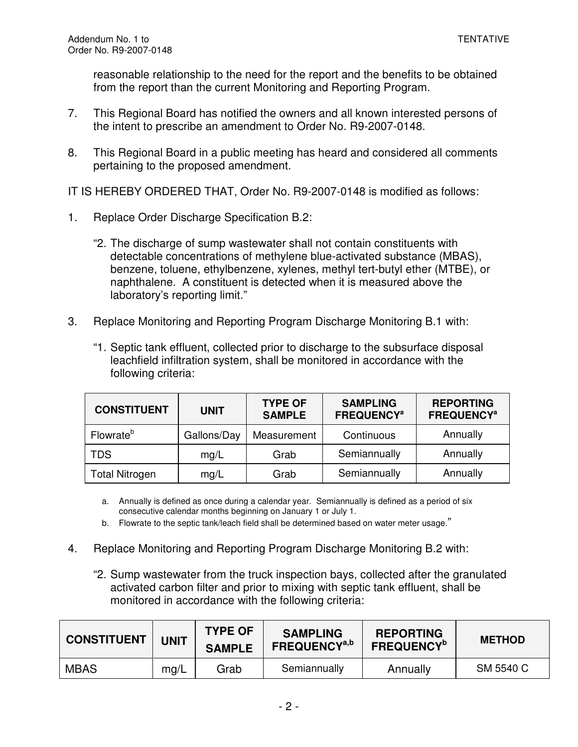reasonable relationship to the need for the report and the benefits to be obtained from the report than the current Monitoring and Reporting Program.

7. This Regional Board has notified the owners and all known interested persons of the intent to prescribe an amendment to Order No. R9-2007-0148.

8. This Regional Board in a public meeting has heard and considered all comments pertaining to the proposed amendment.

IT IS HEREBY ORDERED THAT, Order No. R9-2007-0148 is modified as follows:

1. Replace Order Discharge Specification B.2:

   “2. The discharge of sump wastewater shall not contain constituents with detectable concentrations of methylene blue-activated substance (MBAS), benzene, toluene, ethylbenzene, xylenes, methyl tert-butyl ether (MTBE), or naphthalene. A constituent is detected when it is measured above the laboratory’s reporting limit.”

3. Replace Monitoring and Reporting Program Discharge Monitoring B.1 with:

   “1. Septic tank effluent, collected prior to discharge to the subsurface disposal leachfield infiltration system, shall be monitored in accordance with the following criteria:

| CONSTITUENT | UNIT | TYPE OF SAMPLE | SAMPLING FREQUENCY[a] | REPORTING FREQUENCY[a] |
|---|---|---|---|---|
| Flowrate[b] | Gallons/Day | Measurement | Continuous | Annually |
| TDS | mg/L | Grab | Semiannually | Annually |
| Total Nitrogen | mg/L | Grab | Semiannually | Annually |

a. Annually is defined as once during a calendar year. Semiannually is defined as a period of six consecutive calendar months beginning on January 1 or July 1.

b. Flowrate to the septic tank/leach field shall be determined based on water meter usage.”

4. Replace Monitoring and Reporting Program Discharge Monitoring B.2 with:

   “2. Sump wastewater from the truck inspection bays, collected after the granulated activated carbon filter and prior to mixing with septic tank effluent, shall be monitored in accordance with the following criteria:

| CONSTITUENT | UNIT | TYPE OF SAMPLE | SAMPLING FREQUENCY[a,b] | REPORTING FREQUENCY[b] | METHOD |
|---|---|---|---|---|---|
| MBAS | mg/L | Grab | Semiannually | Annually | SM 5540 C |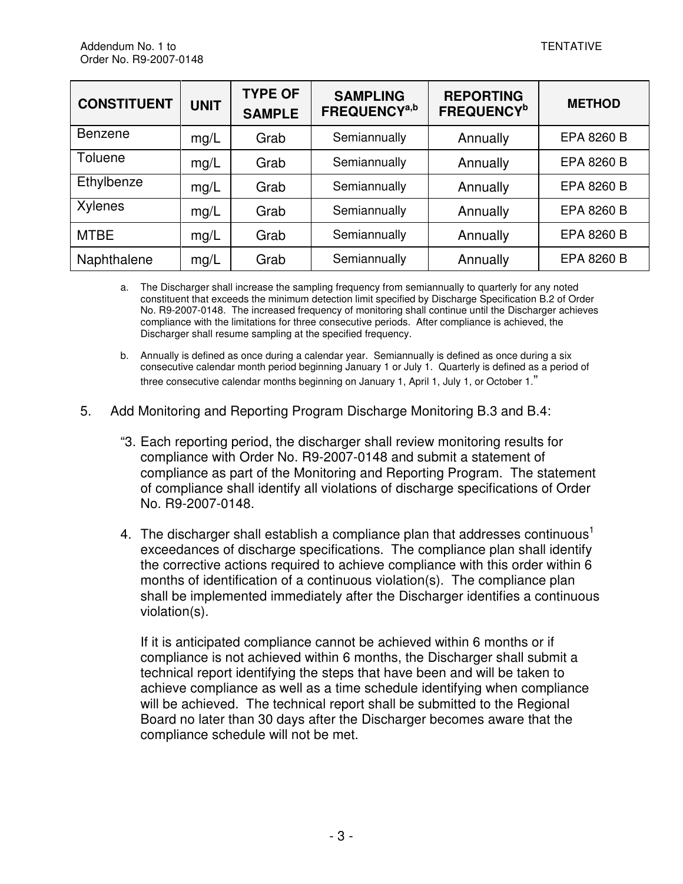| CONSTITUENT | UNIT | TYPE OF SAMPLE | SAMPLING FREQUENCY[a,b] | REPORTING FREQUENCY[b] | METHOD |
|---|---|---|---|---|---|
| Benzene | mg/L | Grab | Semiannually | Annually | EPA 8260 B |
| Toluene | mg/L | Grab | Semiannually | Annually | EPA 8260 B |
| Ethylbenze | mg/L | Grab | Semiannually | Annually | EPA 8260 B |
| Xylenes | mg/L | Grab | Semiannually | Annually | EPA 8260 B |
| MTBE | mg/L | Grab | Semiannually | Annually | EPA 8260 B |
| Naphthalene | mg/L | Grab | Semiannually | Annually | EPA 8260 B |

a. The Discharger shall increase the sampling frequency from semiannually to quarterly for any noted constituent that exceeds the minimum detection limit specified by Discharge Specification B.2 of Order No. R9-2007-0148. The increased frequency of monitoring shall continue until the Discharger achieves compliance with the limitations for three consecutive periods. After compliance is achieved, the Discharger shall resume sampling at the specified frequency.

b. Annually is defined as once during a calendar year. Semiannually is defined as once during a six consecutive calendar month period beginning January 1 or July 1. Quarterly is defined as a period of three consecutive calendar months beginning on January 1, April 1, July 1, or October 1."

5. Add Monitoring and Reporting Program Discharge Monitoring B.3 and B.4:

"3. Each reporting period, the discharger shall review monitoring results for compliance with Order No. R9-2007-0148 and submit a statement of compliance as part of the Monitoring and Reporting Program. The statement of compliance shall identify all violations of discharge specifications of Order No. R9-2007-0148.

4. The discharger shall establish a compliance plan that addresses continuous[1] exceedances of discharge specifications. The compliance plan shall identify the corrective actions required to achieve compliance with this order within 6 months of identification of a continuous violation(s). The compliance plan shall be implemented immediately after the Discharger identifies a continuous violation(s).

   If it is anticipated compliance cannot be achieved within 6 months or if compliance is not achieved within 6 months, the Discharger shall submit a technical report identifying the steps that have been and will be taken to achieve compliance as well as a time schedule identifying when compliance will be achieved. The technical report shall be submitted to the Regional Board no later than 30 days after the Discharger becomes aware that the compliance schedule will not be met.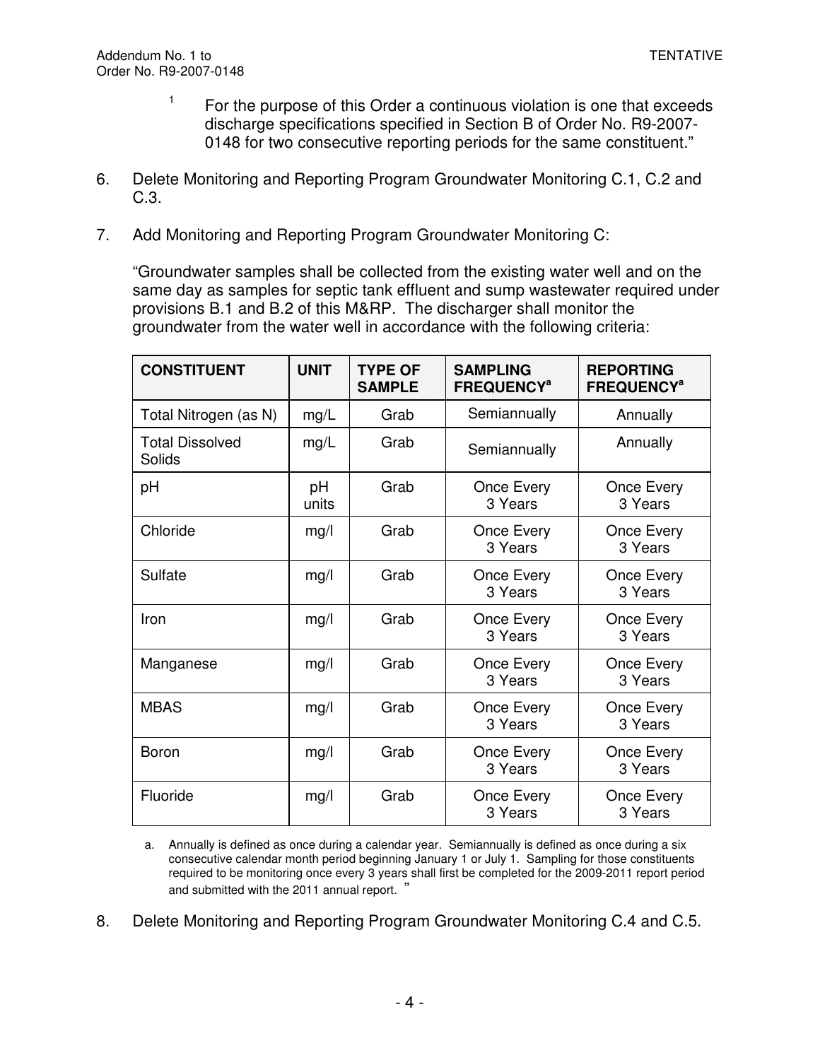[1] For the purpose of this Order a continuous violation is one that exceeds discharge specifications specified in Section B of Order No. R9-2007-0148 for two consecutive reporting periods for the same constituent."

6. Delete Monitoring and Reporting Program Groundwater Monitoring C.1, C.2 and C.3.

7. Add Monitoring and Reporting Program Groundwater Monitoring C:

   "Groundwater samples shall be collected from the existing water well and on the same day as samples for septic tank effluent and sump wastewater required under provisions B.1 and B.2 of this M&RP. The discharger shall monitor the groundwater from the water well in accordance with the following criteria:

| CONSTITUENT | UNIT | TYPE OF SAMPLE | SAMPLING FREQUENCY[a] | REPORTING FREQUENCY[a] |
|---|---|---|---|---|
| Total Nitrogen (as N) | mg/L | Grab | Semiannually | Annually |
| Total Dissolved Solids | mg/L | Grab | Semiannually | Annually |
| pH | pH units | Grab | Once Every 3 Years | Once Every 3 Years |
| Chloride | mg/l | Grab | Once Every 3 Years | Once Every 3 Years |
| Sulfate | mg/l | Grab | Once Every 3 Years | Once Every 3 Years |
| Iron | mg/l | Grab | Once Every 3 Years | Once Every 3 Years |
| Manganese | mg/l | Grab | Once Every 3 Years | Once Every 3 Years |
| MBAS | mg/l | Grab | Once Every 3 Years | Once Every 3 Years |
| Boron | mg/l | Grab | Once Every 3 Years | Once Every 3 Years |
| Fluoride | mg/l | Grab | Once Every 3 Years | Once Every 3 Years |

   a. Annually is defined as once during a calendar year. Semiannually is defined as once during a six consecutive calendar month period beginning January 1 or July 1. Sampling for those constituents required to be monitoring once every 3 years shall first be completed for the 2009-2011 report period and submitted with the 2011 annual report. "

8. Delete Monitoring and Reporting Program Groundwater Monitoring C.4 and C.5.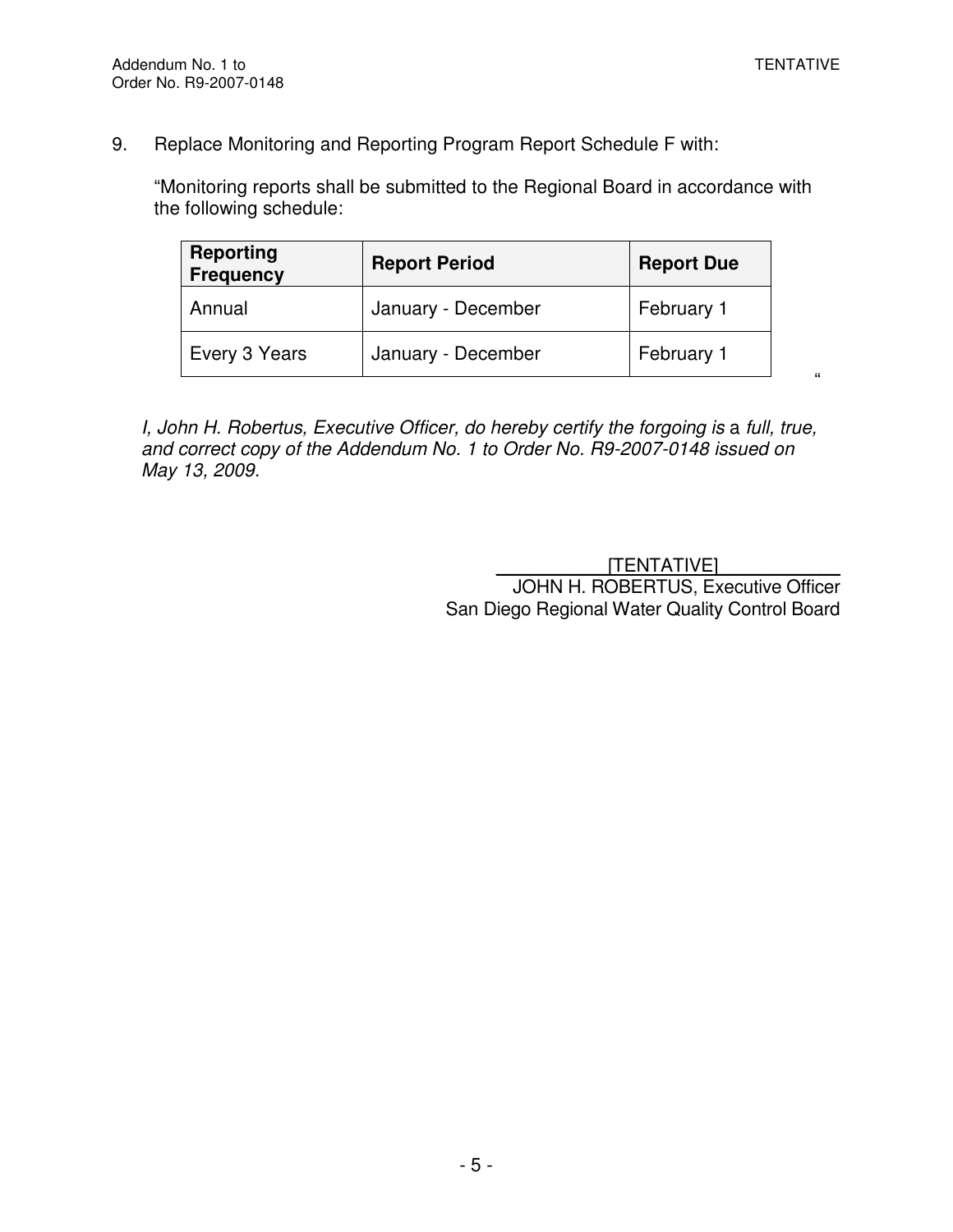9. Replace Monitoring and Reporting Program Report Schedule F with:

"Monitoring reports shall be submitted to the Regional Board in accordance with the following schedule:

| Reporting Frequency | Report Period | Report Due |
|---|---|---|
| Annual | January - December | February 1 |
| Every 3 Years | January - December | February 1 |

"

*I, John H. Robertus, Executive Officer, do hereby certify the forgoing is* a *full, true, and correct copy of the Addendum No. 1 to Order No. R9-2007-0148 issued on May 13, 2009.*

[TENTATIVE]
JOHN H. ROBERTUS, Executive Officer
San Diego Regional Water Quality Control Board